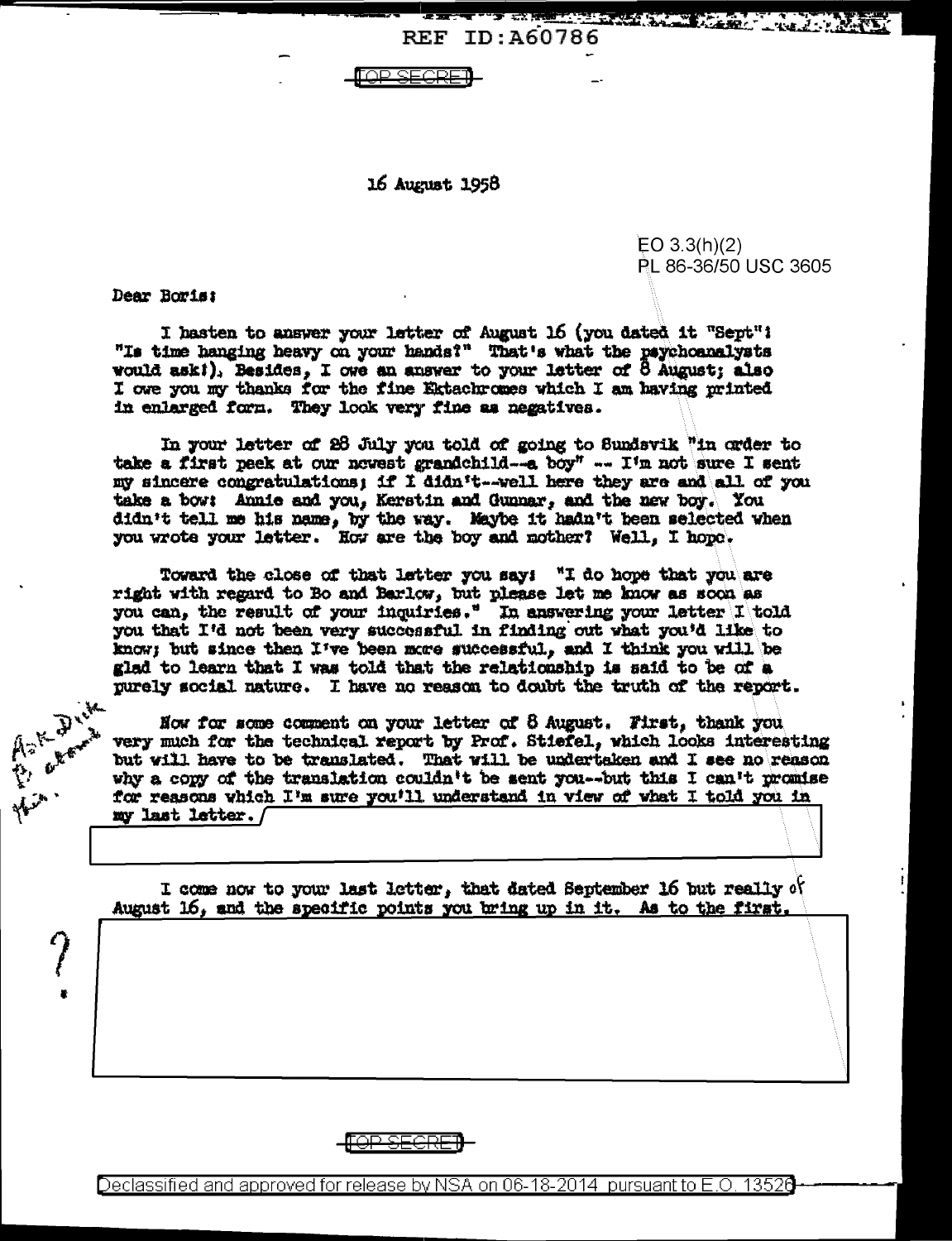REF ID:A60786

TOP SECRET

16 August 1958

EO 3.3(h)(2)
PL 86-36/50 USC 3605

Dear Boris:

I hasten to answer your letter of August 16 (you dated it "Sept"! "Is time hanging heavy on your hands?" That's what the psychoanalysts would ask!). Besides, I owe an answer to your letter of 8 August; also I owe you my thanks for the fine Ektachromes which I am having printed in enlarged form. They look very fine as negatives.

In your letter of 28 July you told of going to Sundsvik "in order to take a first peek at our newest grandchild--a boy" -- I'm not sure I sent my sincere congratulations; if I didn't--well here they are and all of you take a bow: Annie and you, Kerstin and Gunnar, and the new boy. You didn't tell me his name, by the way. Maybe it hadn't been selected when you wrote your letter. How are the boy and mother? Well, I hope.

Toward the close of that letter you say: "I do hope that you are right with regard to Bo and Barlow, but please let me know as soon as you can, the result of your inquiries." In answering your letter I told you that I'd not been very successful in finding out what you'd like to know; but since then I've been more successful, and I think you will be glad to learn that I was told that the relationship is said to be of a purely social nature. I have no reason to doubt the truth of the report.

Ask Dick to attend this.

Now for some comment on your letter of 8 August. First, thank you very much for the technical report by Prof. Stiefel, which looks interesting but will have to be translated. That will be undertaken and I see no reason why a copy of the translation couldn't be sent you--but this I can't promise for reasons which I'm sure you'll understand in view of what I told you in my last letter.

I come now to your last letter, that dated September 16 but really of August 16, and the specific points you bring up in it. As to the first,

?

TOP SECRET

Declassified and approved for release by NSA on 06-18-2014 pursuant to E.O. 13526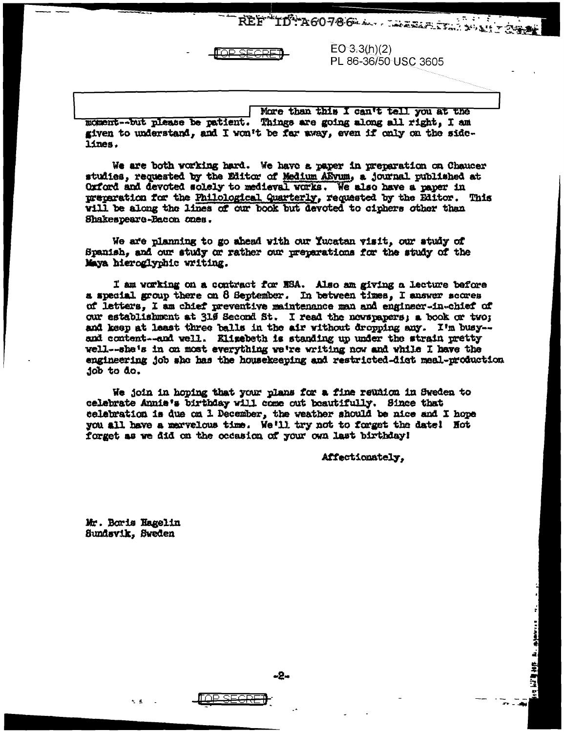TOP SECRET

EO 3.3(h)(2)
PL 86-36/50 USC 3605

More than this I can't tell you at the moment--but please be patient. Things are going along all right, I am given to understand, and I won't be far away, even if only on the side-lines.

We are both working hard. We have a paper in preparation on Chaucer studies, requested by the Editor of _Medium Ævum_, a journal published at Oxford and devoted solely to medieval works. We also have a paper in preparation for the _Philological Quarterly_, requested by the Editor. This will be along the lines of our book but devoted to ciphers other than Shakespeare-Bacon ones.

We are planning to go ahead with our Yucatan visit, our study of Spanish, and our study or rather our preparations for the study of the Maya hieroglyphic writing.

I am working on a contract for NSA. Also am giving a lecture before a special group there on 8 September. In between times, I answer scores of letters, I am chief preventive maintenance man and engineer-in-chief of our establishment at 310 Second St. I read the newspapers; a book or two; and keep at least three balls in the air without dropping any. I'm busy--and content--and well. Elizebeth is standing up under the strain pretty well--she's in on most everything we're writing now and while I have the engineering job she has the housekeeping and restricted-diet meal-production job to do.

We join in hoping that your plans for a fine reunion in Sweden to celebrate Annie's birthday will come out beautifully. Since that celebration is due on 1 December, the weather should be nice and I hope you all have a marvelous time. We'll try not to forget the date! Not forget as we did on the occasion of your own last birthday!

Affectionately,

Mr. Boris Hagelin
Sundsvik, Sweden

TOP SECRET